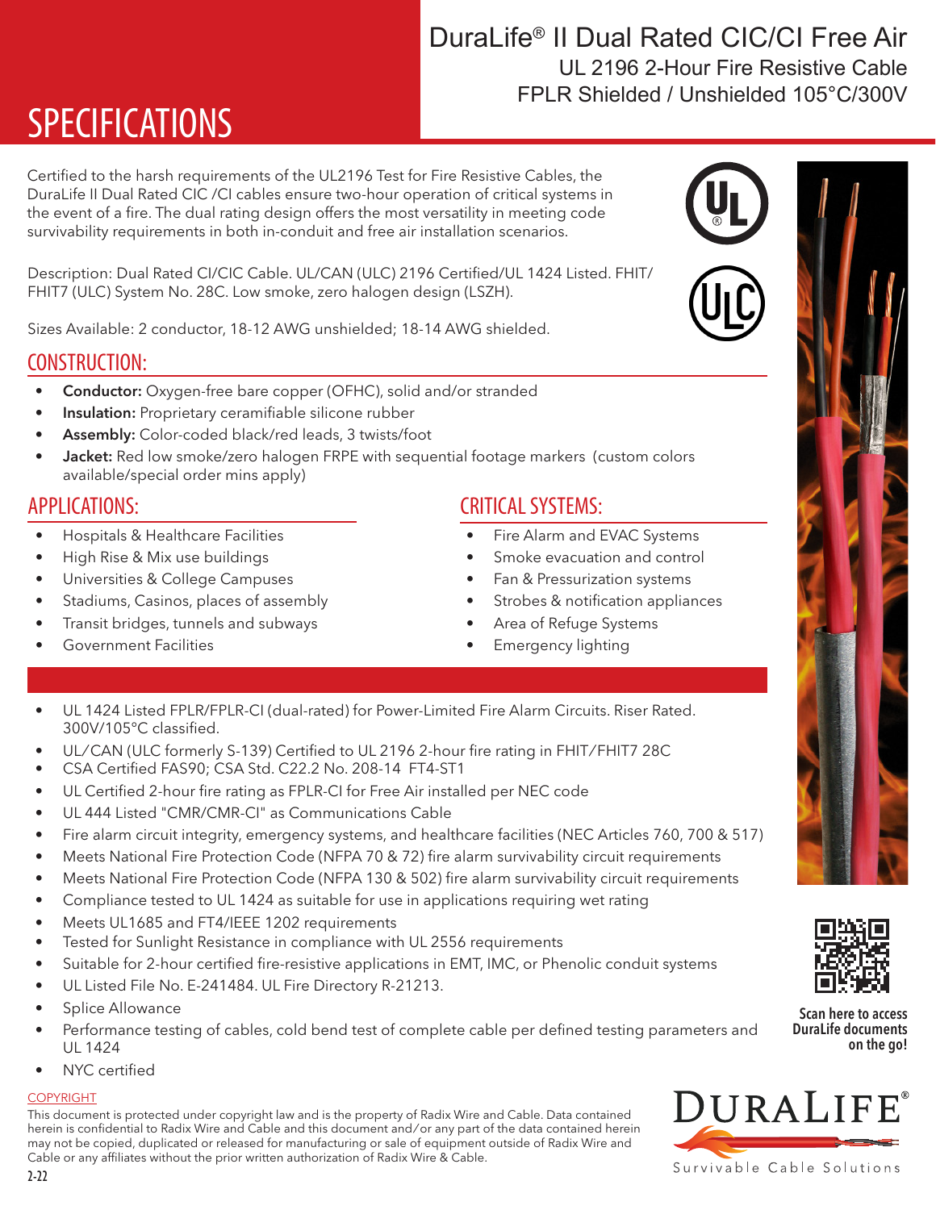# DuraLife® II Dual Rated CIC/CI Free Air

UL 2196 2-Hour Fire Resistive Cable

FPLR Shielded / Unshielded 105°C/300V

# SPECIFICATIONS

Certified to the harsh requirements of the UL2196 Test for Fire Resistive Cables, the DuraLife II Dual Rated CIC /CI cables ensure two-hour operation of critical systems in the event of a fire. The dual rating design offers the most versatility in meeting code survivability requirements in both in-conduit and free air installation scenarios.

Description: Dual Rated CI/CIC Cable. UL/CAN (ULC) 2196 Certified/UL 1424 Listed. FHIT/FHIT7 (ULC) System No. 28C. Low smoke, zero halogen design (LSZH).

Sizes Available: 2 conductor, 18-12 AWG unshielded; 18-14 AWG shielded.

## CONSTRUCTION:

- **Conductor:** Oxygen-free bare copper (OFHC), solid and/or stranded
- **Insulation:** Proprietary ceramifiable silicone rubber
- **Assembly:** Color-coded black/red leads, 3 twists/foot
- **Jacket:** Red low smoke/zero halogen FRPE with sequential footage markers (custom colors available/special order mins apply)

## APPLICATIONS:

- Hospitals & Healthcare Facilities
- High Rise & Mix use buildings
- Universities & College Campuses
- Stadiums, Casinos, places of assembly
- Transit bridges, tunnels and subways
- Government Facilities

## CRITICAL SYSTEMS:

- Fire Alarm and EVAC Systems
- Smoke evacuation and control
- Fan & Pressurization systems
- Strobes & notification appliances
- Area of Refuge Systems
- Emergency lighting

---

- UL 1424 Listed FPLR/FPLR-CI (dual-rated) for Power-Limited Fire Alarm Circuits. Riser Rated. 300V/105°C classified.
- UL/CAN (ULC formerly S-139) Certified to UL 2196 2-hour fire rating in FHIT/FHIT7 28C
- CSA Certified FAS90; CSA Std. C22.2 No. 208-14 FT4-ST1
- UL Certified 2-hour fire rating as FPLR-CI for Free Air installed per NEC code
- UL 444 Listed "CMR/CMR-CI" as Communications Cable
- Fire alarm circuit integrity, emergency systems, and healthcare facilities (NEC Articles 760, 700 & 517)
- Meets National Fire Protection Code (NFPA 70 & 72) fire alarm survivability circuit requirements
- Meets National Fire Protection Code (NFPA 130 & 502) fire alarm survivability circuit requirements
- Compliance tested to UL 1424 as suitable for use in applications requiring wet rating
- Meets UL1685 and FT4/IEEE 1202 requirements
- Tested for Sunlight Resistance in compliance with UL 2556 requirements
- Suitable for 2-hour certified fire-resistive applications in EMT, IMC, or Phenolic conduit systems
- UL Listed File No. E-241484. UL Fire Directory R-21213.
- Splice Allowance
- Performance testing of cables, cold bend test of complete cable per defined testing parameters and UL 1424
- NYC certified

Scan here to access DuraLife documents on the go!

DURALIFE®

Survivable Cable Solutions

COPYRIGHT

This document is protected under copyright law and is the property of Radix Wire and Cable. Data contained herein is confidential to Radix Wire and Cable and this document and/or any part of the data contained herein may not be copied, duplicated or released for manufacturing or sale of equipment outside of Radix Wire and Cable or any affiliates without the prior written authorization of Radix Wire & Cable.

2-22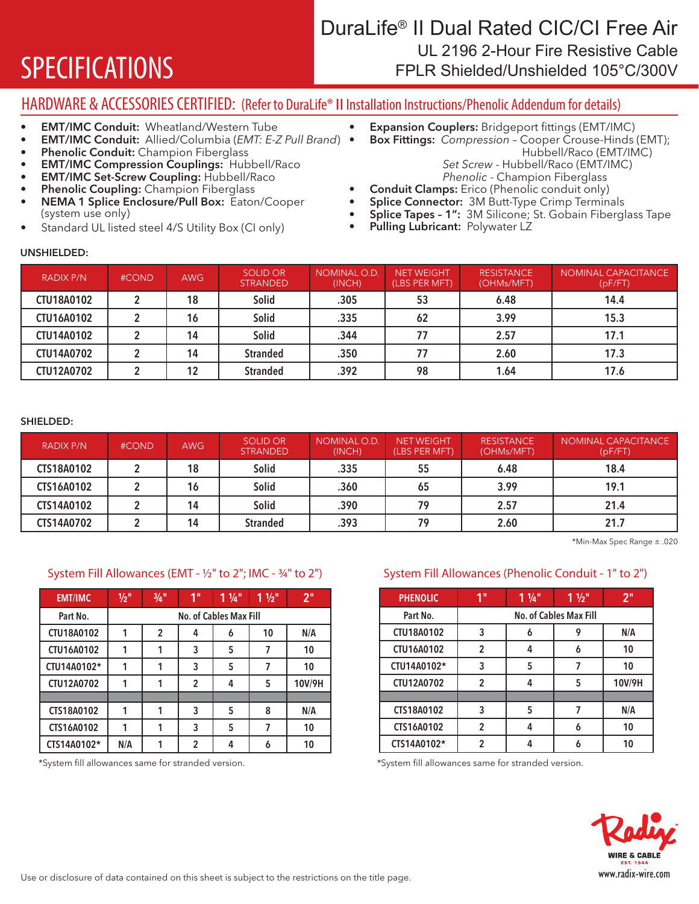# SPECIFICATIONS

## DuraLife® II Dual Rated CIC/CI Free Air
### UL 2196 2-Hour Fire Resistive Cable
### FPLR Shielded/Unshielded 105°C/300V

## HARDWARE & ACCESSORIES CERTIFIED: (Refer to DuraLife® II Installation Instructions/Phenolic Addendum for details)

- **EMT/IMC Conduit:** Wheatland/Western Tube
- **EMT/IMC Conduit:** Allied/Columbia (*EMT: E-Z Pull Brand*)
- **Phenolic Conduit:** Champion Fiberglass
- **EMT/IMC Compression Couplings:** Hubbell/Raco
- **EMT/IMC Set-Screw Coupling:** Hubbell/Raco
- **Phenolic Coupling:** Champion Fiberglass
- **NEMA 1 Splice Enclosure/Pull Box:** Eaton/Cooper (system use only)
- Standard UL listed steel 4/S Utility Box (CI only)
- **Expansion Couplers:** Bridgeport fittings (EMT/IMC)
- **Box Fittings:** *Compression* – Cooper Crouse-Hinds (EMT); Hubbell/Raco (EMT/IMC)
  *Set Screw* - Hubbell/Raco (EMT/IMC)
  *Phenolic* - Champion Fiberglass
- **Conduit Clamps:** Erico (Phenolic conduit only)
- **Splice Connector:** 3M Butt-Type Crimp Terminals
- **Splice Tapes – 1":** 3M Silicone; St. Gobain Fiberglass Tape
- **Pulling Lubricant:** Polywater LZ

**UNSHIELDED:**

| RADIX P/N | #COND | AWG | SOLID OR STRANDED | NOMINAL O.D. (INCH) | NET WEIGHT (LBS PER MFT) | RESISTANCE (OHMs/MFT) | NOMINAL CAPACITANCE (pF/FT) |
|---|---|---|---|---|---|---|---|
| CTU18A0102 | 2 | 18 | Solid | .305 | 53 | 6.48 | 14.4 |
| CTU16A0102 | 2 | 16 | Solid | .335 | 62 | 3.99 | 15.3 |
| CTU14A0102 | 2 | 14 | Solid | .344 | 77 | 2.57 | 17.1 |
| CTU14A0702 | 2 | 14 | Stranded | .350 | 77 | 2.60 | 17.3 |
| CTU12A0702 | 2 | 12 | Stranded | .392 | 98 | 1.64 | 17.6 |

**SHIELDED:**

| RADIX P/N | #COND | AWG | SOLID OR STRANDED | NOMINAL O.D. (INCH) | NET WEIGHT (LBS PER MFT) | RESISTANCE (OHMs/MFT) | NOMINAL CAPACITANCE (pF/FT) |
|---|---|---|---|---|---|---|---|
| CTS18A0102 | 2 | 18 | Solid | .335 | 55 | 6.48 | 18.4 |
| CTS16A0102 | 2 | 16 | Solid | .360 | 65 | 3.99 | 19.1 |
| CTS14A0102 | 2 | 14 | Solid | .390 | 79 | 2.57 | 21.4 |
| CTS14A0702 | 2 | 14 | Stranded | .393 | 79 | 2.60 | 21.7 |

*Min-Max Spec Range ± .020

### System Fill Allowances (EMT - ½" to 2"; IMC - ¾" to 2")

| EMT/IMC | ½" | ¾" | 1" | 1 ¼" | 1 ½" | 2" |
|---|---|---|---|---|---|---|
| Part No. | No. of Cables Max Fill | | | | | |
| CTU18A0102 | 1 | 2 | 4 | 6 | 10 | N/A |
| CTU16A0102 | 1 | 1 | 3 | 5 | 7 | 10 |
| CTU14A0102* | 1 | 1 | 3 | 5 | 7 | 10 |
| CTU12A0702 | 1 | 1 | 2 | 4 | 5 | 10V/9H |
| | | | | | | |
| CTS18A0102 | 1 | 1 | 3 | 5 | 8 | N/A |
| CTS16A0102 | 1 | 1 | 3 | 5 | 7 | 10 |
| CTS14A0102* | N/A | 1 | 2 | 4 | 6 | 10 |

*System fill allowances same for stranded version.

### System Fill Allowances (Phenolic Conduit - 1" to 2")

| PHENOLIC | 1" | 1 ¼" | 1 ½" | 2" |
|---|---|---|---|---|
| Part No. | No. of Cables Max Fill | | | |
| CTU18A0102 | 3 | 6 | 9 | N/A |
| CTU16A0102 | 2 | 4 | 6 | 10 |
| CTU14A0102* | 3 | 5 | 7 | 10 |
| CTU12A0702 | 2 | 4 | 5 | 10V/9H |
| | | | | |
| CTS18A0102 | 3 | 5 | 7 | N/A |
| CTS16A0102 | 2 | 4 | 6 | 10 |
| CTS14A0102* | 2 | 4 | 6 | 10 |

*System fill allowances same for stranded version.

Radix WIRE & CABLE EST. 1944
www.radix-wire.com

Use or disclosure of data contained on this sheet is subject to the restrictions on the title page.